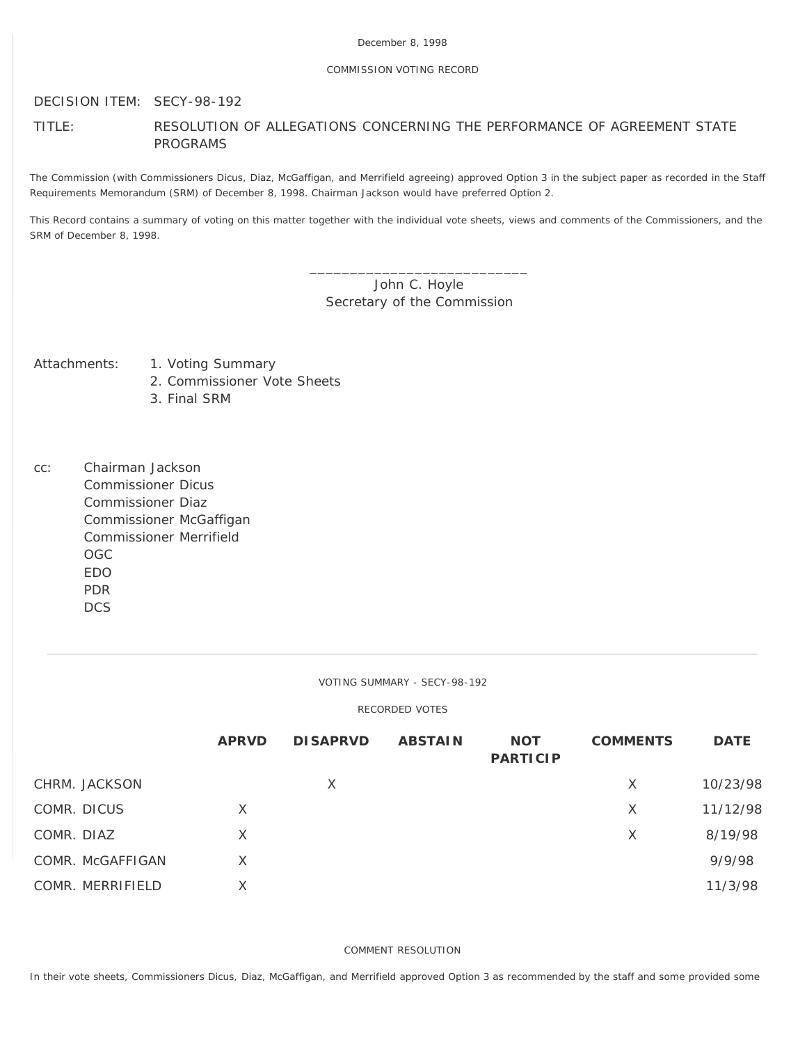December 8, 1998

COMMISSION VOTING RECORD

DECISION ITEM: SECY-98-192

TITLE: RESOLUTION OF ALLEGATIONS CONCERNING THE PERFORMANCE OF AGREEMENT STATE PROGRAMS

The Commission (with Commissioners Dicus, Diaz, McGaffigan, and Merrifield agreeing) approved Option 3 in the subject paper as recorded in the Staff Requirements Memorandum (SRM) of December 8, 1998. Chairman Jackson would have preferred Option 2.

This Record contains a summary of voting on this matter together with the individual vote sheets, views and comments of the Commissioners, and the SRM of December 8, 1998.

\_\_\_\_\_\_\_\_\_\_\_\_\_\_\_\_\_\_\_\_\_\_\_\_\_\_\_\_
John C. Hoyle
Secretary of the Commission

Attachments:
1. Voting Summary
2. Commissioner Vote Sheets
3. Final SRM

cc:
Chairman Jackson
Commissioner Dicus
Commissioner Diaz
Commissioner McGaffigan
Commissioner Merrifield
OGC
EDO
PDR
DCS

---

VOTING SUMMARY - SECY-98-192

RECORDED VOTES

| | APRVD | DISAPRVD | ABSTAIN | NOT PARTICIP | COMMENTS | DATE |
|---|---|---|---|---|---|---|
| CHRM. JACKSON | | X | | | X | 10/23/98 |
| COMR. DICUS | X | | | | X | 11/12/98 |
| COMR. DIAZ | X | | | | X | 8/19/98 |
| COMR. McGAFFIGAN | X | | | | | 9/9/98 |
| COMR. MERRIFIELD | X | | | | | 11/3/98 |

COMMENT RESOLUTION

In their vote sheets, Commissioners Dicus, Diaz, McGaffigan, and Merrifield approved Option 3 as recommended by the staff and some provided some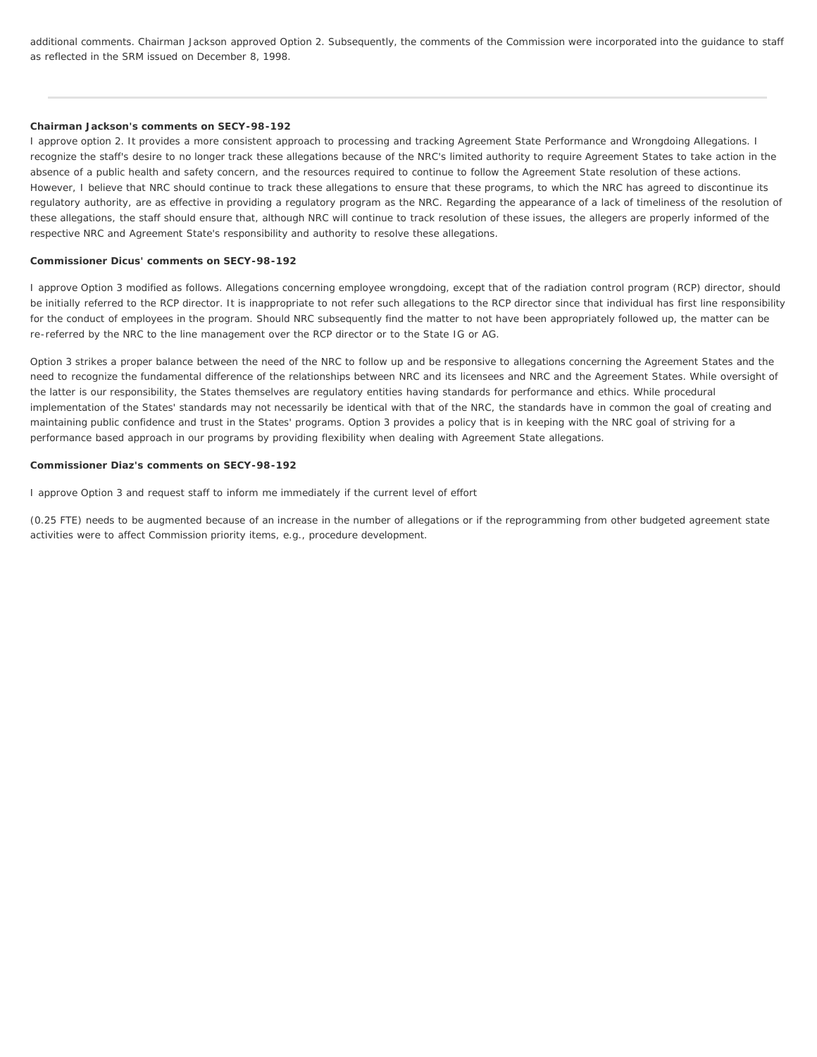additional comments. Chairman Jackson approved Option 2. Subsequently, the comments of the Commission were incorporated into the guidance to staff as reflected in the SRM issued on December 8, 1998.

---

**Chairman Jackson's comments on SECY-98-192**

I approve option 2. It provides a more consistent approach to processing and tracking Agreement State Performance and Wrongdoing Allegations. I recognize the staff's desire to no longer track these allegations because of the NRC's limited authority to require Agreement States to take action in the absence of a public health and safety concern, and the resources required to continue to follow the Agreement State resolution of these actions. However, I believe that NRC should continue to track these allegations to ensure that these programs, to which the NRC has agreed to discontinue its regulatory authority, are as effective in providing a regulatory program as the NRC. Regarding the appearance of a lack of timeliness of the resolution of these allegations, the staff should ensure that, although NRC will continue to track resolution of these issues, the allegers are properly informed of the respective NRC and Agreement State's responsibility and authority to resolve these allegations.

**Commissioner Dicus' comments on SECY-98-192**

I approve Option 3 modified as follows. Allegations concerning employee wrongdoing, except that of the radiation control program (RCP) director, should be initially referred to the RCP director. It is inappropriate to not refer such allegations to the RCP director since that individual has first line responsibility for the conduct of employees in the program. Should NRC subsequently find the matter to not have been appropriately followed up, the matter can be re-referred by the NRC to the line management over the RCP director or to the State IG or AG.

Option 3 strikes a proper balance between the need of the NRC to follow up and be responsive to allegations concerning the Agreement States and the need to recognize the fundamental difference of the relationships between NRC and its licensees and NRC and the Agreement States. While oversight of the latter is our responsibility, the States themselves are regulatory entities having standards for performance and ethics. While procedural implementation of the States' standards may not necessarily be identical with that of the NRC, the standards have in common the goal of creating and maintaining public confidence and trust in the States' programs. Option 3 provides a policy that is in keeping with the NRC goal of striving for a performance based approach in our programs by providing flexibility when dealing with Agreement State allegations.

**Commissioner Diaz's comments on SECY-98-192**

I approve Option 3 and request staff to inform me immediately if the current level of effort

(0.25 FTE) needs to be augmented because of an increase in the number of allegations or if the reprogramming from other budgeted agreement state activities were to affect Commission priority items, e.g., procedure development.